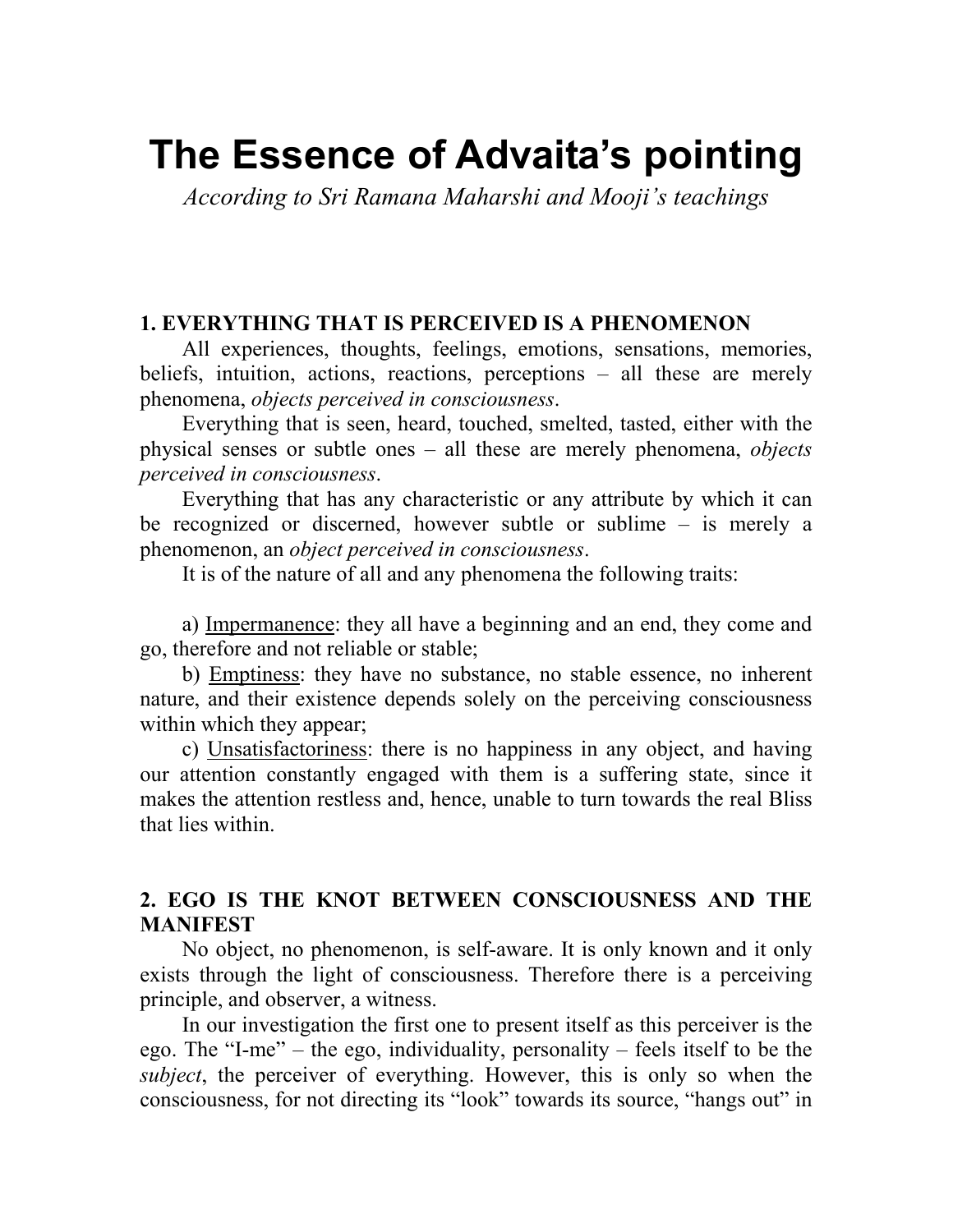# The Essence of Advaita's pointing

*According to Sri Ramana Maharshi and Mooji's teachings*

### 1. EVERYTHING THAT IS PERCEIVED IS A PHENOMENON

All experiences, thoughts, feelings, emotions, sensations, memories, beliefs, intuition, actions, reactions, perceptions – all these are merely phenomena, *objects perceived in consciousness*.

Everything that is seen, heard, touched, smelted, tasted, either with the physical senses or subtle ones – all these are merely phenomena, *objects perceived in consciousness*.

Everything that has any characteristic or any attribute by which it can be recognized or discerned, however subtle or sublime – is merely a phenomenon, an *object perceived in consciousness*.

It is of the nature of all and any phenomena the following traits:

a) <u>Impermanence</u>: they all have a beginning and an end, they come and go, therefore and not reliable or stable;

b) <u>Emptiness</u>: they have no substance, no stable essence, no inherent nature, and their existence depends solely on the perceiving consciousness within which they appear;

c) <u>Unsatisfactoriness</u>: there is no happiness in any object, and having our attention constantly engaged with them is a suffering state, since it makes the attention restless and, hence, unable to turn towards the real Bliss that lies within.

### 2. EGO IS THE KNOT BETWEEN CONSCIOUSNESS AND THE MANIFEST

No object, no phenomenon, is self-aware. It is only known and it only exists through the light of consciousness. Therefore there is a perceiving principle, and observer, a witness.

In our investigation the first one to present itself as this perceiver is the ego. The "I-me" – the ego, individuality, personality – feels itself to be the *subject*, the perceiver of everything. However, this is only so when the consciousness, for not directing its "look" towards its source, "hangs out" in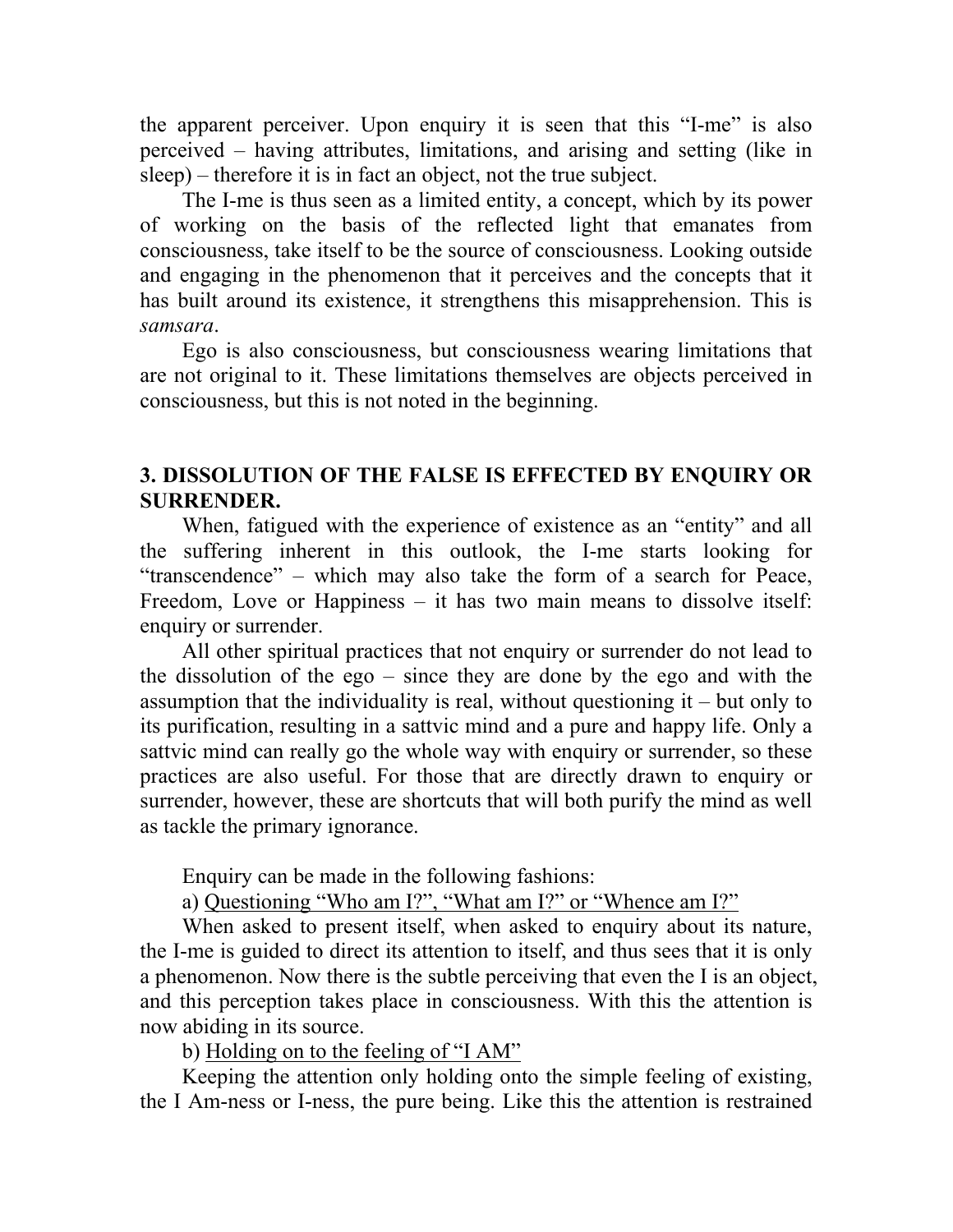the apparent perceiver. Upon enquiry it is seen that this "I-me" is also perceived – having attributes, limitations, and arising and setting (like in sleep) – therefore it is in fact an object, not the true subject.

The I-me is thus seen as a limited entity, a concept, which by its power of working on the basis of the reflected light that emanates from consciousness, take itself to be the source of consciousness. Looking outside and engaging in the phenomenon that it perceives and the concepts that it has built around its existence, it strengthens this misapprehension. This is *samsara*.

Ego is also consciousness, but consciousness wearing limitations that are not original to it. These limitations themselves are objects perceived in consciousness, but this is not noted in the beginning.

## 3. DISSOLUTION OF THE FALSE IS EFFECTED BY ENQUIRY OR SURRENDER.

When, fatigued with the experience of existence as an "entity" and all the suffering inherent in this outlook, the I-me starts looking for "transcendence" – which may also take the form of a search for Peace, Freedom, Love or Happiness – it has two main means to dissolve itself: enquiry or surrender.

All other spiritual practices that not enquiry or surrender do not lead to the dissolution of the ego – since they are done by the ego and with the assumption that the individuality is real, without questioning it – but only to its purification, resulting in a sattvic mind and a pure and happy life. Only a sattvic mind can really go the whole way with enquiry or surrender, so these practices are also useful. For those that are directly drawn to enquiry or surrender, however, these are shortcuts that will both purify the mind as well as tackle the primary ignorance.

Enquiry can be made in the following fashions:

a) <u>Questioning "Who am I?", "What am I?" or "Whence am I?"</u>

When asked to present itself, when asked to enquiry about its nature, the I-me is guided to direct its attention to itself, and thus sees that it is only a phenomenon. Now there is the subtle perceiving that even the I is an object, and this perception takes place in consciousness. With this the attention is now abiding in its source.

b) <u>Holding on to the feeling of "I AM"</u>

Keeping the attention only holding onto the simple feeling of existing, the I Am-ness or I-ness, the pure being. Like this the attention is restrained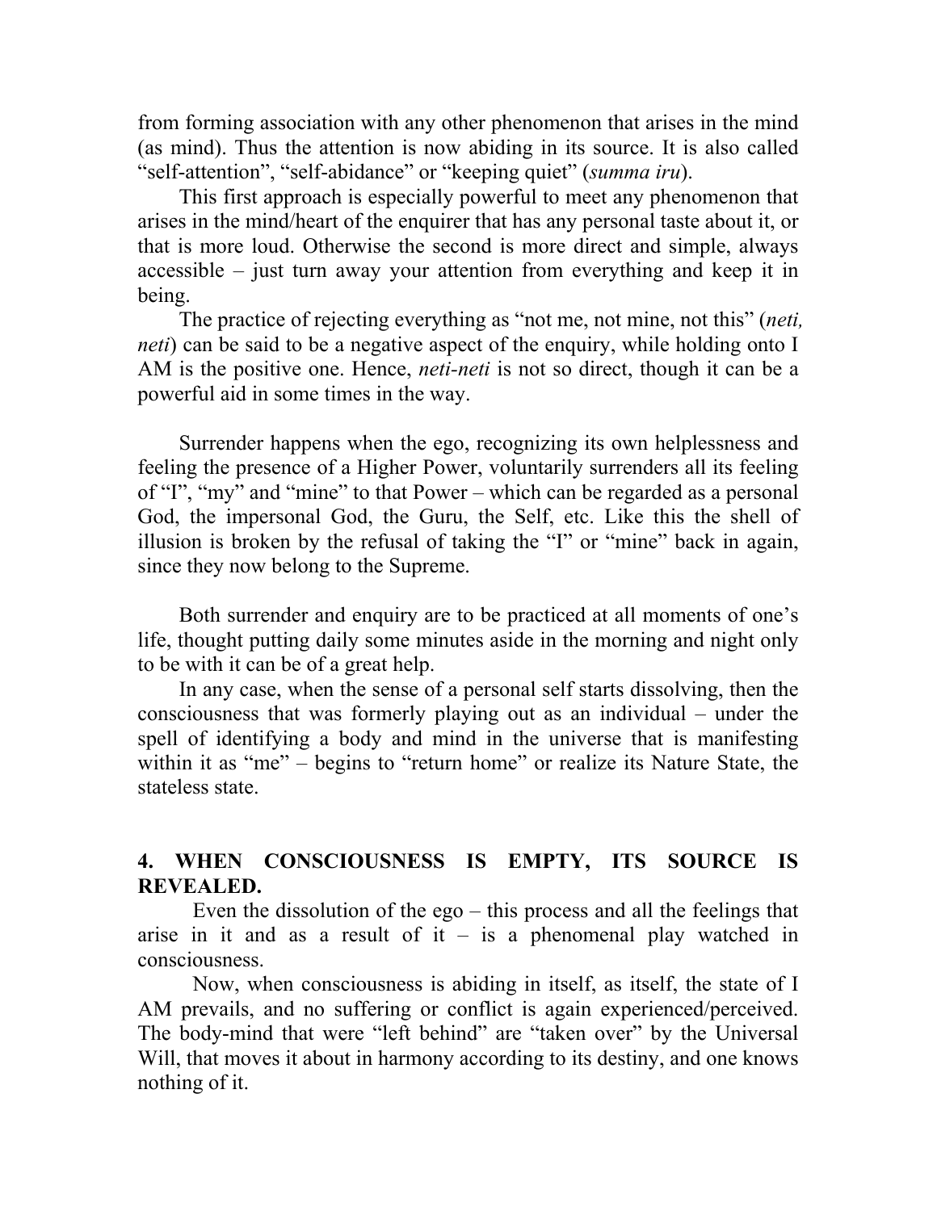from forming association with any other phenomenon that arises in the mind (as mind). Thus the attention is now abiding in its source. It is also called "self-attention", "self-abidance" or "keeping quiet" (*summa iru*).

This first approach is especially powerful to meet any phenomenon that arises in the mind/heart of the enquirer that has any personal taste about it, or that is more loud. Otherwise the second is more direct and simple, always accessible – just turn away your attention from everything and keep it in being.

The practice of rejecting everything as "not me, not mine, not this" (*neti, neti*) can be said to be a negative aspect of the enquiry, while holding onto I AM is the positive one. Hence, *neti-neti* is not so direct, though it can be a powerful aid in some times in the way.

Surrender happens when the ego, recognizing its own helplessness and feeling the presence of a Higher Power, voluntarily surrenders all its feeling of "I", "my" and "mine" to that Power – which can be regarded as a personal God, the impersonal God, the Guru, the Self, etc. Like this the shell of illusion is broken by the refusal of taking the "I" or "mine" back in again, since they now belong to the Supreme.

Both surrender and enquiry are to be practiced at all moments of one's life, thought putting daily some minutes aside in the morning and night only to be with it can be of a great help.

In any case, when the sense of a personal self starts dissolving, then the consciousness that was formerly playing out as an individual – under the spell of identifying a body and mind in the universe that is manifesting within it as "me" – begins to "return home" or realize its Nature State, the stateless state.

## 4. WHEN CONSCIOUSNESS IS EMPTY, ITS SOURCE IS REVEALED.

Even the dissolution of the ego – this process and all the feelings that arise in it and as a result of it – is a phenomenal play watched in consciousness.

Now, when consciousness is abiding in itself, as itself, the state of I AM prevails, and no suffering or conflict is again experienced/perceived. The body-mind that were "left behind" are "taken over" by the Universal Will, that moves it about in harmony according to its destiny, and one knows nothing of it.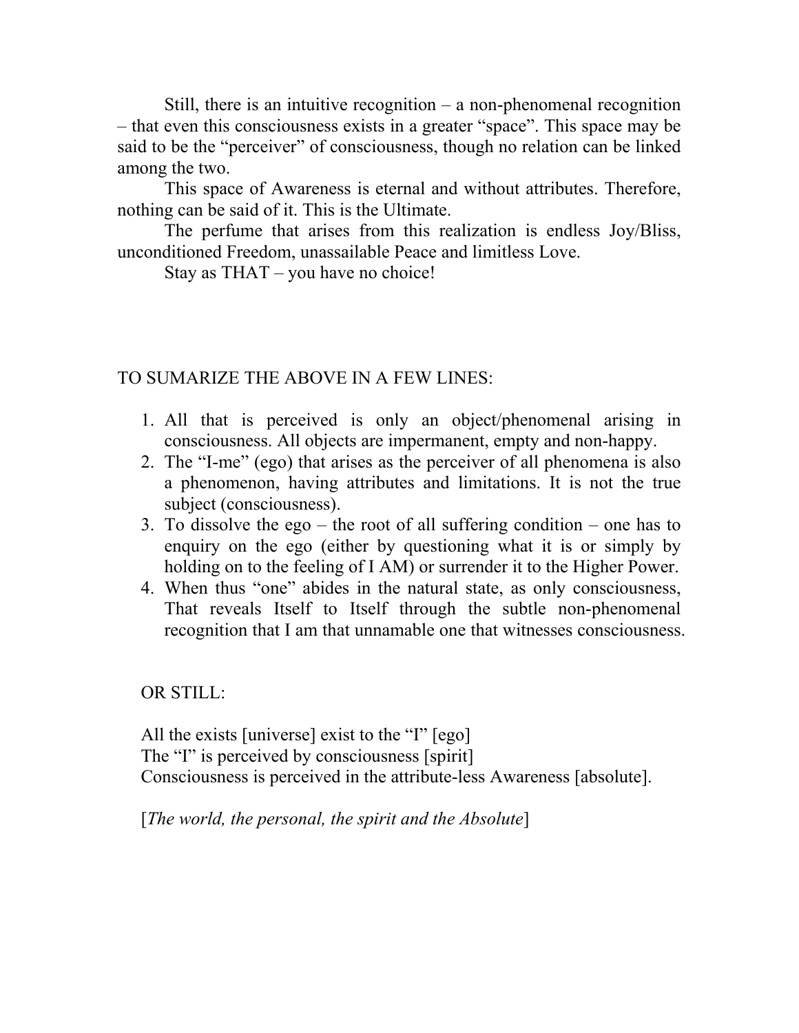Still, there is an intuitive recognition – a non-phenomenal recognition – that even this consciousness exists in a greater "space". This space may be said to be the "perceiver" of consciousness, though no relation can be linked among the two.

This space of Awareness is eternal and without attributes. Therefore, nothing can be said of it. This is the Ultimate.

The perfume that arises from this realization is endless Joy/Bliss, unconditioned Freedom, unassailable Peace and limitless Love.

Stay as THAT – you have no choice!

TO SUMARIZE THE ABOVE IN A FEW LINES:

1. All that is perceived is only an object/phenomenal arising in consciousness. All objects are impermanent, empty and non-happy.
2. The "I-me" (ego) that arises as the perceiver of all phenomena is also a phenomenon, having attributes and limitations. It is not the true subject (consciousness).
3. To dissolve the ego – the root of all suffering condition – one has to enquiry on the ego (either by questioning what it is or simply by holding on to the feeling of I AM) or surrender it to the Higher Power.
4. When thus "one" abides in the natural state, as only consciousness, That reveals Itself to Itself through the subtle non-phenomenal recognition that I am that unnamable one that witnesses consciousness.

OR STILL:

All the exists [universe] exist to the "I" [ego]
The "I" is perceived by consciousness [spirit]
Consciousness is perceived in the attribute-less Awareness [absolute].

[*The world, the personal, the spirit and the Absolute*]